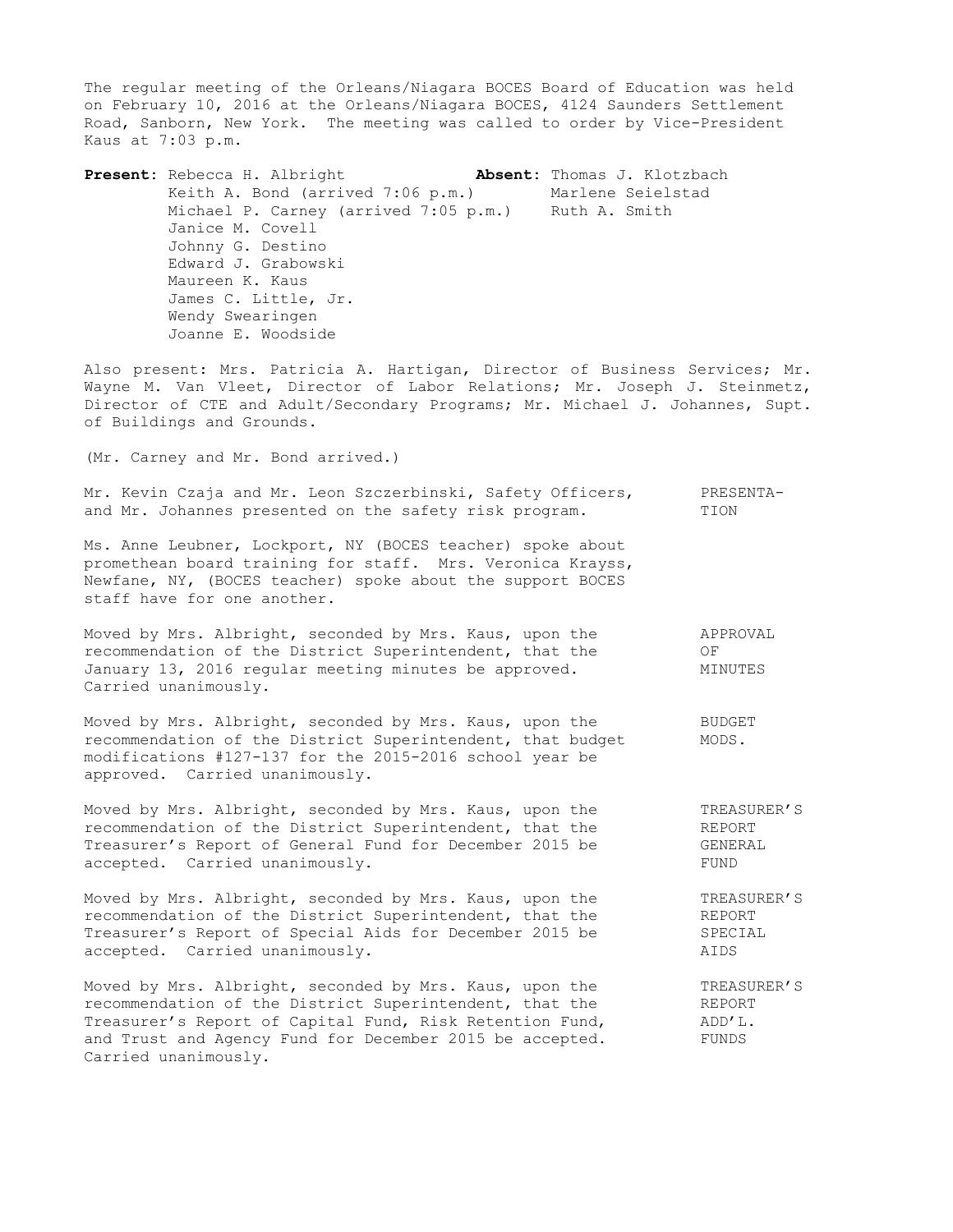The regular meeting of the Orleans/Niagara BOCES Board of Education was held on February 10, 2016 at the Orleans/Niagara BOCES, 4124 Saunders Settlement Road, Sanborn, New York. The meeting was called to order by Vice-President Kaus at 7:03 p.m.

| **Present:** | **Absent:** |
|---|---|
| Rebecca H. Albright | Thomas J. Klotzbach |
| Keith A. Bond (arrived 7:06 p.m.) | Marlene Seielstad |
| Michael P. Carney (arrived 7:05 p.m.) | Ruth A. Smith |
| Janice M. Covell | |
| Johnny G. Destino | |
| Edward J. Grabowski | |
| Maureen K. Kaus | |
| James C. Little, Jr. | |
| Wendy Swearingen | |
| Joanne E. Woodside | |

Also present: Mrs. Patricia A. Hartigan, Director of Business Services; Mr. Wayne M. Van Vleet, Director of Labor Relations; Mr. Joseph J. Steinmetz, Director of CTE and Adult/Secondary Programs; Mr. Michael J. Johannes, Supt. of Buildings and Grounds.

(Mr. Carney and Mr. Bond arrived.)

**PRESENTATION**

Mr. Kevin Czaja and Mr. Leon Szczerbinski, Safety Officers, and Mr. Johannes presented on the safety risk program.

Ms. Anne Leubner, Lockport, NY (BOCES teacher) spoke about promethean board training for staff. Mrs. Veronica Krayss, Newfane, NY, (BOCES teacher) spoke about the support BOCES staff have for one another.

**APPROVAL OF MINUTES**

Moved by Mrs. Albright, seconded by Mrs. Kaus, upon the recommendation of the District Superintendent, that the January 13, 2016 regular meeting minutes be approved. Carried unanimously.

**BUDGET MODS.**

Moved by Mrs. Albright, seconded by Mrs. Kaus, upon the recommendation of the District Superintendent, that budget modifications #127-137 for the 2015-2016 school year be approved. Carried unanimously.

**TREASURER'S REPORT GENERAL FUND**

Moved by Mrs. Albright, seconded by Mrs. Kaus, upon the recommendation of the District Superintendent, that the Treasurer's Report of General Fund for December 2015 be accepted. Carried unanimously.

**TREASURER'S REPORT SPECIAL AIDS**

Moved by Mrs. Albright, seconded by Mrs. Kaus, upon the recommendation of the District Superintendent, that the Treasurer's Report of Special Aids for December 2015 be accepted. Carried unanimously.

**TREASURER'S REPORT ADD'L. FUNDS**

Moved by Mrs. Albright, seconded by Mrs. Kaus, upon the recommendation of the District Superintendent, that the Treasurer's Report of Capital Fund, Risk Retention Fund, and Trust and Agency Fund for December 2015 be accepted. Carried unanimously.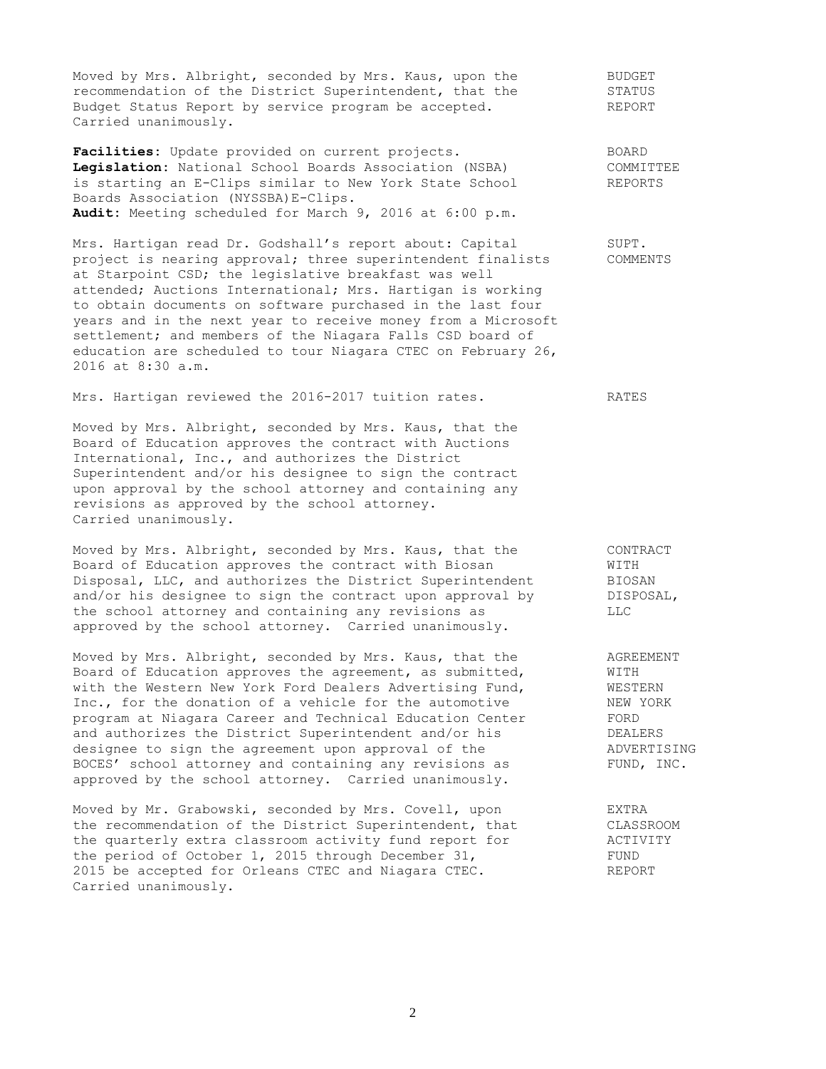Moved by Mrs. Albright, seconded by Mrs. Kaus, upon the recommendation of the District Superintendent, that the Budget Status Report by service program be accepted. Carried unanimously.

BUDGET STATUS REPORT

**Facilities**: Update provided on current projects.
**Legislation**: National School Boards Association (NSBA) is starting an E-Clips similar to New York State School Boards Association (NYSSBA)E-Clips.
**Audit**: Meeting scheduled for March 9, 2016 at 6:00 p.m.

BOARD COMMITTEE REPORTS

Mrs. Hartigan read Dr. Godshall's report about: Capital project is nearing approval; three superintendent finalists at Starpoint CSD; the legislative breakfast was well attended; Auctions International; Mrs. Hartigan is working to obtain documents on software purchased in the last four years and in the next year to receive money from a Microsoft settlement; and members of the Niagara Falls CSD board of education are scheduled to tour Niagara CTEC on February 26, 2016 at 8:30 a.m.

SUPT. COMMENTS

Mrs. Hartigan reviewed the 2016-2017 tuition rates.

RATES

Moved by Mrs. Albright, seconded by Mrs. Kaus, that the Board of Education approves the contract with Auctions International, Inc., and authorizes the District Superintendent and/or his designee to sign the contract upon approval by the school attorney and containing any revisions as approved by the school attorney. Carried unanimously.

Moved by Mrs. Albright, seconded by Mrs. Kaus, that the Board of Education approves the contract with Biosan Disposal, LLC, and authorizes the District Superintendent and/or his designee to sign the contract upon approval by the school attorney and containing any revisions as approved by the school attorney. Carried unanimously.

CONTRACT WITH BIOSAN DISPOSAL, LLC

Moved by Mrs. Albright, seconded by Mrs. Kaus, that the Board of Education approves the agreement, as submitted, with the Western New York Ford Dealers Advertising Fund, Inc., for the donation of a vehicle for the automotive program at Niagara Career and Technical Education Center and authorizes the District Superintendent and/or his designee to sign the agreement upon approval of the BOCES' school attorney and containing any revisions as approved by the school attorney. Carried unanimously.

AGREEMENT WITH WESTERN NEW YORK FORD DEALERS ADVERTISING FUND, INC.

Moved by Mr. Grabowski, seconded by Mrs. Covell, upon the recommendation of the District Superintendent, that the quarterly extra classroom activity fund report for the period of October 1, 2015 through December 31, 2015 be accepted for Orleans CTEC and Niagara CTEC. Carried unanimously.

EXTRA CLASSROOM ACTIVITY FUND REPORT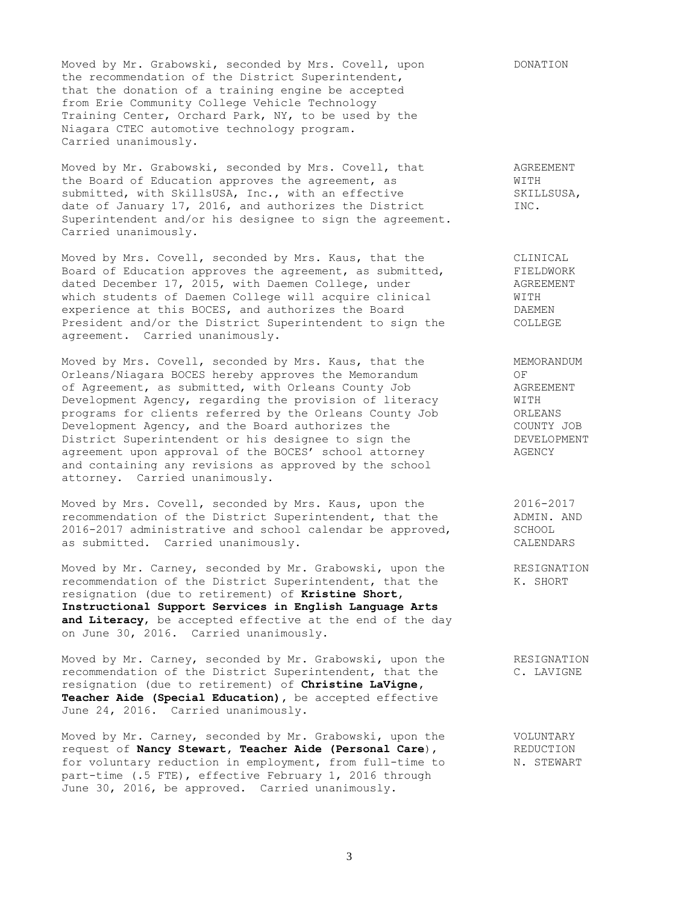Moved by Mr. Grabowski, seconded by Mrs. Covell, upon the recommendation of the District Superintendent, that the donation of a training engine be accepted from Erie Community College Vehicle Technology Training Center, Orchard Park, NY, to be used by the Niagara CTEC automotive technology program. Carried unanimously. — DONATION

Moved by Mr. Grabowski, seconded by Mrs. Covell, that the Board of Education approves the agreement, as submitted, with SkillsUSA, Inc., with an effective date of January 17, 2016, and authorizes the District Superintendent and/or his designee to sign the agreement. Carried unanimously. — AGREEMENT WITH SKILLSUSA, INC.

Moved by Mrs. Covell, seconded by Mrs. Kaus, that the Board of Education approves the agreement, as submitted, dated December 17, 2015, with Daemen College, under which students of Daemen College will acquire clinical experience at this BOCES, and authorizes the Board President and/or the District Superintendent to sign the agreement. Carried unanimously. — CLINICAL FIELDWORK AGREEMENT WITH DAEMEN COLLEGE

Moved by Mrs. Covell, seconded by Mrs. Kaus, that the Orleans/Niagara BOCES hereby approves the Memorandum of Agreement, as submitted, with Orleans County Job Development Agency, regarding the provision of literacy programs for clients referred by the Orleans County Job Development Agency, and the Board authorizes the District Superintendent or his designee to sign the agreement upon approval of the BOCES' school attorney and containing any revisions as approved by the school attorney. Carried unanimously. — MEMORANDUM OF AGREEMENT WITH ORLEANS COUNTY JOB DEVELOPMENT AGENCY

Moved by Mrs. Covell, seconded by Mrs. Kaus, upon the recommendation of the District Superintendent, that the 2016-2017 administrative and school calendar be approved, as submitted. Carried unanimously. — 2016-2017 ADMIN. AND SCHOOL CALENDARS

Moved by Mr. Carney, seconded by Mr. Grabowski, upon the recommendation of the District Superintendent, that the resignation (due to retirement) of **Kristine Short, Instructional Support Services in English Language Arts and Literacy**, be accepted effective at the end of the day on June 30, 2016. Carried unanimously. — RESIGNATION K. SHORT

Moved by Mr. Carney, seconded by Mr. Grabowski, upon the recommendation of the District Superintendent, that the resignation (due to retirement) of **Christine LaVigne, Teacher Aide (Special Education)**, be accepted effective June 24, 2016. Carried unanimously. — RESIGNATION C. LAVIGNE

Moved by Mr. Carney, seconded by Mr. Grabowski, upon the request of **Nancy Stewart, Teacher Aide (Personal Care)**, for voluntary reduction in employment, from full-time to part-time (.5 FTE), effective February 1, 2016 through June 30, 2016, be approved. Carried unanimously. — VOLUNTARY REDUCTION N. STEWART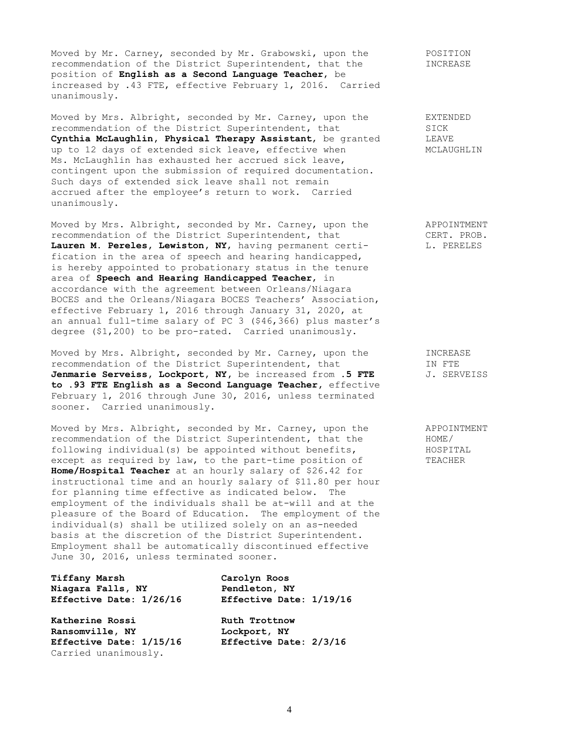Moved by Mr. Carney, seconded by Mr. Grabowski, upon the recommendation of the District Superintendent, that the position of **English as a Second Language Teacher**, be increased by .43 FTE, effective February 1, 2016. Carried unanimously.

POSITION INCREASE

Moved by Mrs. Albright, seconded by Mr. Carney, upon the recommendation of the District Superintendent, that **Cynthia McLaughlin, Physical Therapy Assistant**, be granted up to 12 days of extended sick leave, effective when Ms. McLaughlin has exhausted her accrued sick leave, contingent upon the submission of required documentation. Such days of extended sick leave shall not remain accrued after the employee's return to work. Carried unanimously.

EXTENDED SICK LEAVE MCLAUGHLIN

Moved by Mrs. Albright, seconded by Mr. Carney, upon the recommendation of the District Superintendent, that **Lauren M. Pereles, Lewiston, NY**, having permanent certification in the area of speech and hearing handicapped, is hereby appointed to probationary status in the tenure area of **Speech and Hearing Handicapped Teacher**, in accordance with the agreement between Orleans/Niagara BOCES and the Orleans/Niagara BOCES Teachers' Association, effective February 1, 2016 through January 31, 2020, at an annual full-time salary of PC 3 ($46,366) plus master's degree ($1,200) to be pro-rated. Carried unanimously.

APPOINTMENT CERT. PROB. L. PERELES

Moved by Mrs. Albright, seconded by Mr. Carney, upon the recommendation of the District Superintendent, that **Jenmarie Serveiss, Lockport, NY**, be increased from **.5 FTE to .93 FTE English as a Second Language Teacher**, effective February 1, 2016 through June 30, 2016, unless terminated sooner. Carried unanimously.

INCREASE IN FTE J. SERVEISS

Moved by Mrs. Albright, seconded by Mr. Carney, upon the recommendation of the District Superintendent, that the following individual(s) be appointed without benefits, except as required by law, to the part-time position of **Home/Hospital Teacher** at an hourly salary of $26.42 for instructional time and an hourly salary of $11.80 per hour for planning time effective as indicated below. The employment of the individuals shall be at-will and at the pleasure of the Board of Education. The employment of the individual(s) shall be utilized solely on an as-needed basis at the discretion of the District Superintendent. Employment shall be automatically discontinued effective June 30, 2016, unless terminated sooner.

APPOINTMENT HOME/ HOSPITAL TEACHER

**Tiffany Marsh**
**Niagara Falls, NY**
**Effective Date: 1/26/16**

**Carolyn Roos**
**Pendleton, NY**
**Effective Date: 1/19/16**

**Katherine Rossi**
**Ransomville, NY**
**Effective Date: 1/15/16**

**Ruth Trottnow**
**Lockport, NY**
**Effective Date: 2/3/16**

Carried unanimously.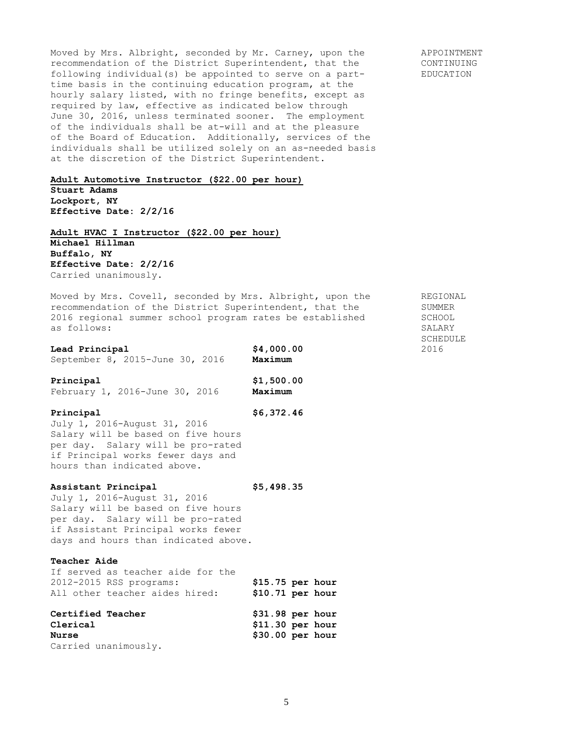Moved by Mrs. Albright, seconded by Mr. Carney, upon the recommendation of the District Superintendent, that the following individual(s) be appointed to serve on a part-time basis in the continuing education program, at the hourly salary listed, with no fringe benefits, except as required by law, effective as indicated below through June 30, 2016, unless terminated sooner. The employment of the individuals shall be at-will and at the pleasure of the Board of Education. Additionally, services of the individuals shall be utilized solely on an as-needed basis at the discretion of the District Superintendent.

APPOINTMENT CONTINUING EDUCATION

**Adult Automotive Instructor ($22.00 per hour)**
**Stuart Adams**
**Lockport, NY**
**Effective Date: 2/2/16**

**Adult HVAC I Instructor ($22.00 per hour)**
**Michael Hillman**
**Buffalo, NY**
**Effective Date: 2/2/16**
Carried unanimously.

Moved by Mrs. Covell, seconded by Mrs. Albright, upon the recommendation of the District Superintendent, that the 2016 regional summer school program rates be established as follows:

REGIONAL SUMMER SCHOOL SALARY SCHEDULE 2016

**Lead Principal** — **$4,000.00 Maximum**
September 8, 2015-June 30, 2016

**Principal** — **$1,500.00 Maximum**
February 1, 2016-June 30, 2016

**Principal** — **$6,372.46**
July 1, 2016-August 31, 2016
Salary will be based on five hours per day. Salary will be pro-rated if Principal works fewer days and hours than indicated above.

**Assistant Principal** — **$5,498.35**
July 1, 2016-August 31, 2016
Salary will be based on five hours per day. Salary will be pro-rated if Assistant Principal works fewer days and hours than indicated above.

**Teacher Aide**
If served as teacher aide for the 2012-2015 RSS programs: **$15.75 per hour**
All other teacher aides hired: **$10.71 per hour**

**Certified Teacher** — **$31.98 per hour**
**Clerical** — **$11.30 per hour**
**Nurse** — **$30.00 per hour**
Carried unanimously.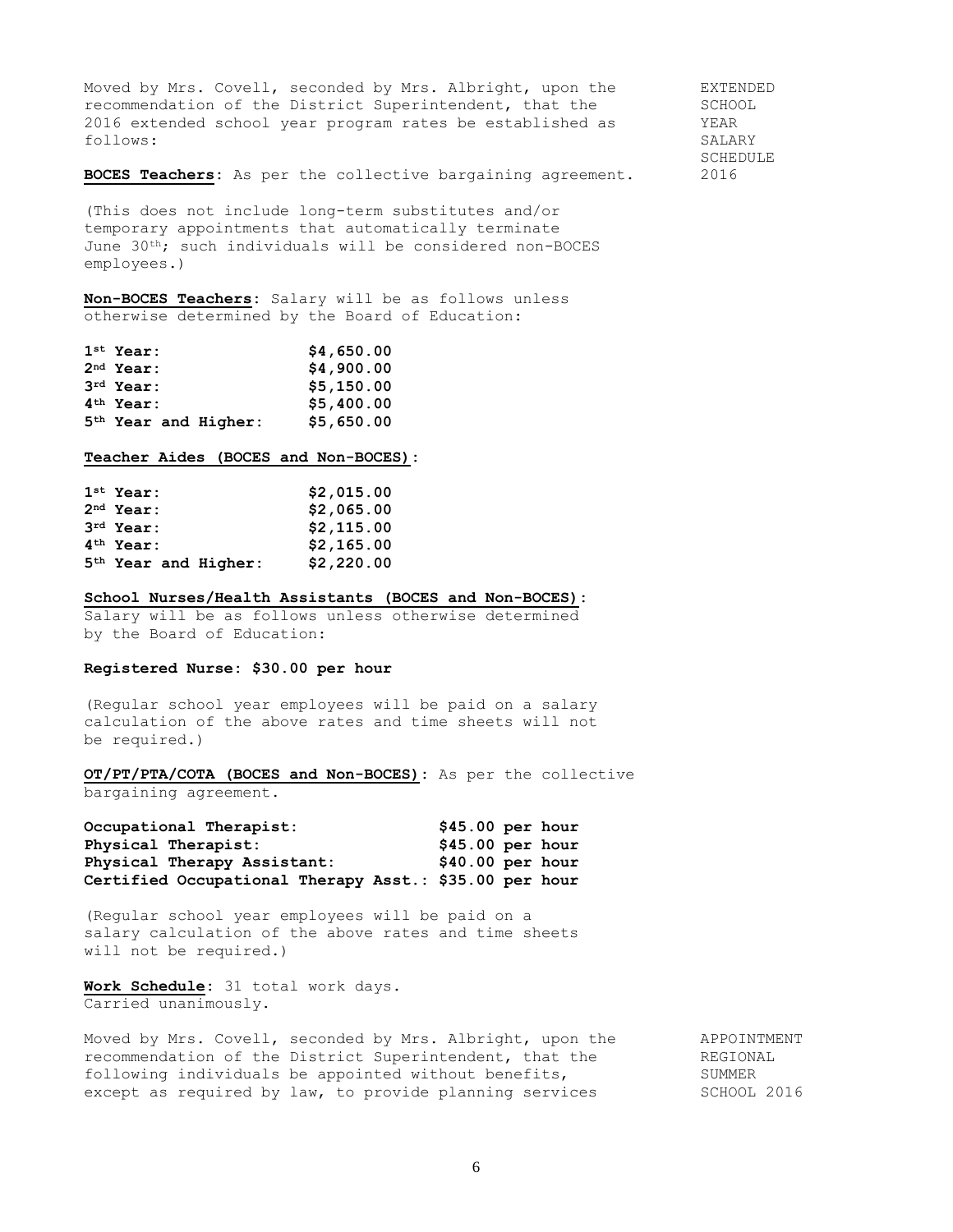**EXTENDED SCHOOL YEAR SALARY SCHEDULE 2016**

Moved by Mrs. Covell, seconded by Mrs. Albright, upon the recommendation of the District Superintendent, that the 2016 extended school year program rates be established as follows:

**BOCES Teachers**: As per the collective bargaining agreement.

(This does not include long-term substitutes and/or temporary appointments that automatically terminate June 30th; such individuals will be considered non-BOCES employees.)

**Non-BOCES Teachers**: Salary will be as follows unless otherwise determined by the Board of Education:

| | |
|---|---|
| **1st Year:** | **$4,650.00** |
| **2nd Year:** | **$4,900.00** |
| **3rd Year:** | **$5,150.00** |
| **4th Year:** | **$5,400.00** |
| **5th Year and Higher:** | **$5,650.00** |

**Teacher Aides (BOCES and Non-BOCES)**:

| | |
|---|---|
| **1st Year:** | **$2,015.00** |
| **2nd Year:** | **$2,065.00** |
| **3rd Year:** | **$2,115.00** |
| **4th Year:** | **$2,165.00** |
| **5th Year and Higher:** | **$2,220.00** |

**School Nurses/Health Assistants (BOCES and Non-BOCES)**: Salary will be as follows unless otherwise determined by the Board of Education:

**Registered Nurse: $30.00 per hour**

(Regular school year employees will be paid on a salary calculation of the above rates and time sheets will not be required.)

**OT/PT/PTA/COTA (BOCES and Non-BOCES)**: As per the collective bargaining agreement.

| | |
|---|---|
| **Occupational Therapist:** | **$45.00 per hour** |
| **Physical Therapist:** | **$45.00 per hour** |
| **Physical Therapy Assistant:** | **$40.00 per hour** |
| **Certified Occupational Therapy Asst.:** | **$35.00 per hour** |

(Regular school year employees will be paid on a salary calculation of the above rates and time sheets will not be required.)

**Work Schedule**: 31 total work days.
Carried unanimously.

**APPOINTMENT REGIONAL SUMMER SCHOOL 2016**

Moved by Mrs. Covell, seconded by Mrs. Albright, upon the recommendation of the District Superintendent, that the following individuals be appointed without benefits, except as required by law, to provide planning services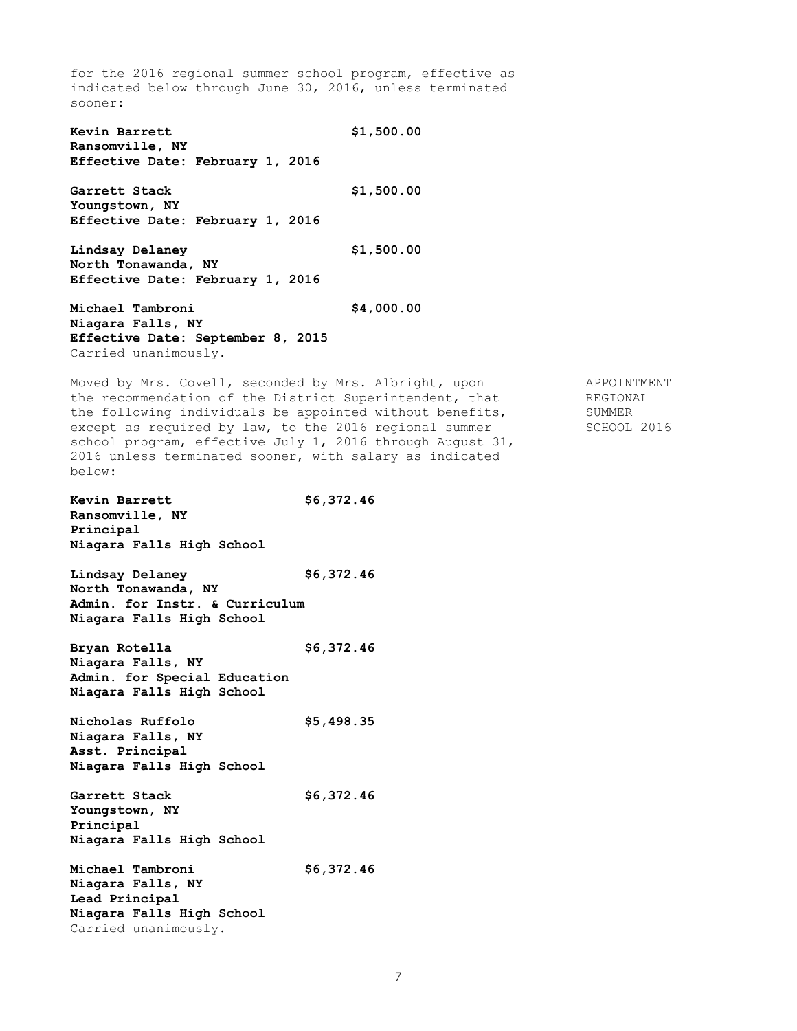for the 2016 regional summer school program, effective as indicated below through June 30, 2016, unless terminated sooner:

**Kevin Barrett** **$1,500.00**
**Ransomville, NY**
**Effective Date: February 1, 2016**

**Garrett Stack** **$1,500.00**
**Youngstown, NY**
**Effective Date: February 1, 2016**

**Lindsay Delaney** **$1,500.00**
**North Tonawanda, NY**
**Effective Date: February 1, 2016**

**Michael Tambroni** **$4,000.00**
**Niagara Falls, NY**
**Effective Date: September 8, 2015**
Carried unanimously.

APPOINTMENT REGIONAL SUMMER SCHOOL 2016

Moved by Mrs. Covell, seconded by Mrs. Albright, upon the recommendation of the District Superintendent, that the following individuals be appointed without benefits, except as required by law, to the 2016 regional summer school program, effective July 1, 2016 through August 31, 2016 unless terminated sooner, with salary as indicated below:

**Kevin Barrett** **$6,372.46**
**Ransomville, NY**
**Principal**
**Niagara Falls High School**

**Lindsay Delaney** **$6,372.46**
**North Tonawanda, NY**
**Admin. for Instr. & Curriculum**
**Niagara Falls High School**

**Bryan Rotella** **$6,372.46**
**Niagara Falls, NY**
**Admin. for Special Education**
**Niagara Falls High School**

**Nicholas Ruffolo** **$5,498.35**
**Niagara Falls, NY**
**Asst. Principal**
**Niagara Falls High School**

**Garrett Stack** **$6,372.46**
**Youngstown, NY**
**Principal**
**Niagara Falls High School**

**Michael Tambroni** **$6,372.46**
**Niagara Falls, NY**
**Lead Principal**
**Niagara Falls High School**
Carried unanimously.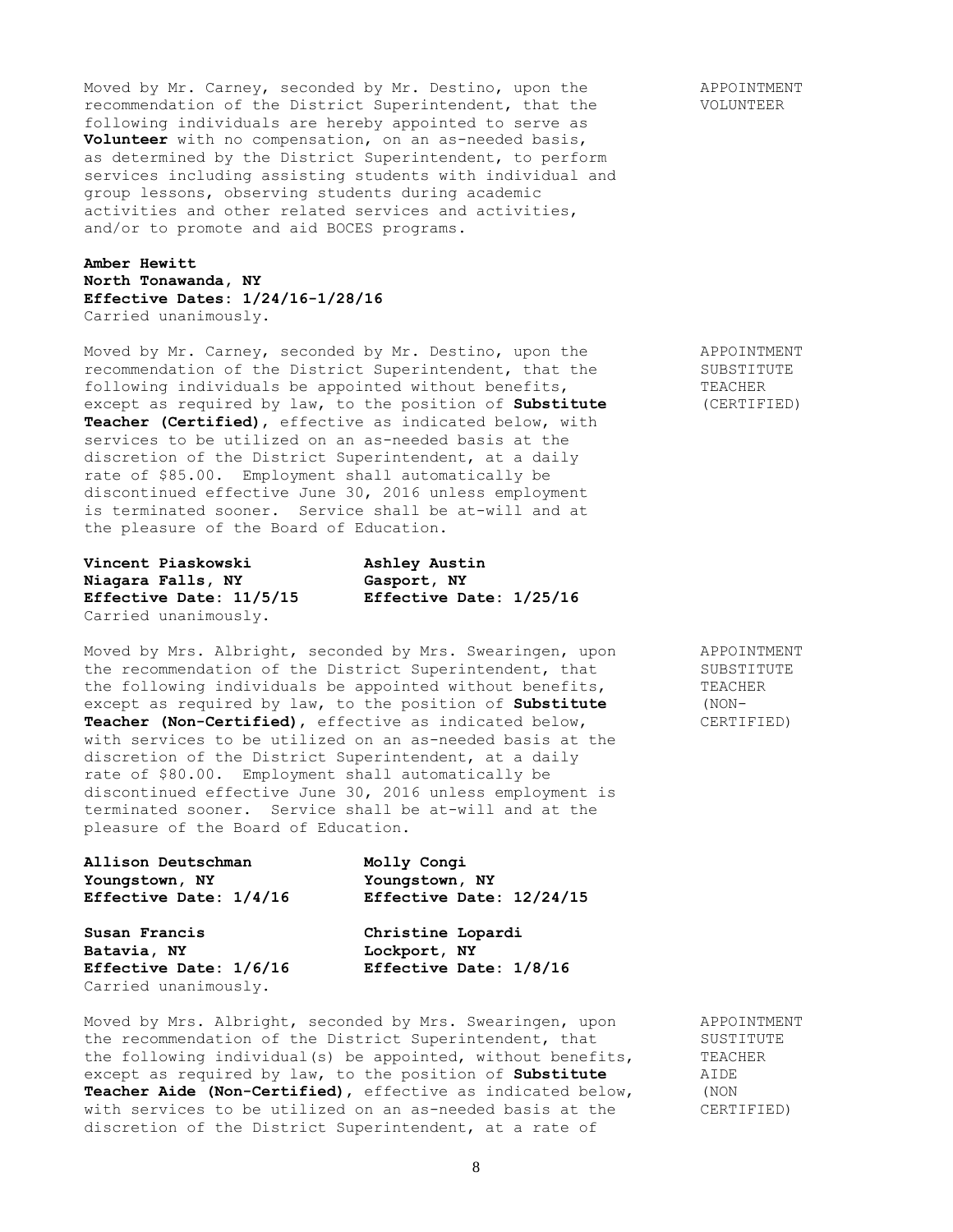Moved by Mr. Carney, seconded by Mr. Destino, upon the recommendation of the District Superintendent, that the following individuals are hereby appointed to serve as **Volunteer** with no compensation, on an as-needed basis, as determined by the District Superintendent, to perform services including assisting students with individual and group lessons, observing students during academic activities and other related services and activities, and/or to promote and aid BOCES programs.

APPOINTMENT VOLUNTEER

**Amber Hewitt**
**North Tonawanda, NY**
**Effective Dates: 1/24/16-1/28/16**
Carried unanimously.

Moved by Mr. Carney, seconded by Mr. Destino, upon the recommendation of the District Superintendent, that the following individuals be appointed without benefits, except as required by law, to the position of **Substitute Teacher (Certified)**, effective as indicated below, with services to be utilized on an as-needed basis at the discretion of the District Superintendent, at a daily rate of $85.00. Employment shall automatically be discontinued effective June 30, 2016 unless employment is terminated sooner. Service shall be at-will and at the pleasure of the Board of Education.

APPOINTMENT SUBSTITUTE TEACHER (CERTIFIED)

**Vincent Piaskowski**
**Niagara Falls, NY**
**Effective Date: 11/5/15**

**Ashley Austin**
**Gasport, NY**
**Effective Date: 1/25/16**

Carried unanimously.

Moved by Mrs. Albright, seconded by Mrs. Swearingen, upon the recommendation of the District Superintendent, that the following individuals be appointed without benefits, except as required by law, to the position of **Substitute Teacher (Non-Certified)**, effective as indicated below, with services to be utilized on an as-needed basis at the discretion of the District Superintendent, at a daily rate of $80.00. Employment shall automatically be discontinued effective June 30, 2016 unless employment is terminated sooner. Service shall be at-will and at the pleasure of the Board of Education.

APPOINTMENT SUBSTITUTE TEACHER (NON-CERTIFIED)

**Allison Deutschman**
**Youngstown, NY**
**Effective Date: 1/4/16**

**Molly Congi**
**Youngstown, NY**
**Effective Date: 12/24/15**

**Susan Francis**
**Batavia, NY**
**Effective Date: 1/6/16**

**Christine Lopardi**
**Lockport, NY**
**Effective Date: 1/8/16**

Carried unanimously.

Moved by Mrs. Albright, seconded by Mrs. Swearingen, upon the recommendation of the District Superintendent, that the following individual(s) be appointed, without benefits, except as required by law, to the position of **Substitute Teacher Aide (Non-Certified)**, effective as indicated below, with services to be utilized on an as-needed basis at the discretion of the District Superintendent, at a rate of

APPOINTMENT SUSTITUTE TEACHER AIDE (NON CERTIFIED)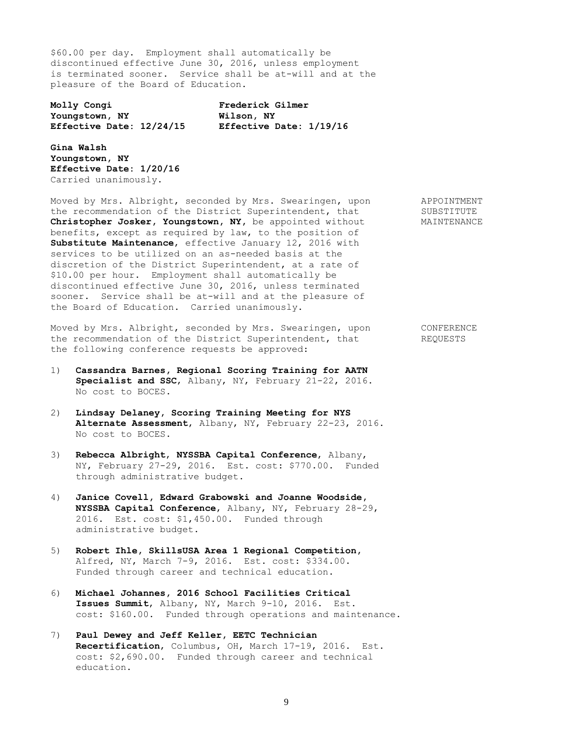\$60.00 per day. Employment shall automatically be discontinued effective June 30, 2016, unless employment is terminated sooner. Service shall be at-will and at the pleasure of the Board of Education.

**Molly Congi**
**Youngstown, NY**
**Effective Date: 12/24/15**

**Frederick Gilmer**
**Wilson, NY**
**Effective Date: 1/19/16**

**Gina Walsh**
**Youngstown, NY**
**Effective Date: 1/20/16**
Carried unanimously.

APPOINTMENT SUBSTITUTE MAINTENANCE

Moved by Mrs. Albright, seconded by Mrs. Swearingen, upon the recommendation of the District Superintendent, that **Christopher Josker, Youngstown, NY**, be appointed without benefits, except as required by law, to the position of **Substitute Maintenance**, effective January 12, 2016 with services to be utilized on an as-needed basis at the discretion of the District Superintendent, at a rate of \$10.00 per hour. Employment shall automatically be discontinued effective June 30, 2016, unless terminated sooner. Service shall be at-will and at the pleasure of the Board of Education. Carried unanimously.

CONFERENCE REQUESTS

Moved by Mrs. Albright, seconded by Mrs. Swearingen, upon the recommendation of the District Superintendent, that the following conference requests be approved:

1) **Cassandra Barnes, Regional Scoring Training for AATN Specialist and SSC**, Albany, NY, February 21-22, 2016. No cost to BOCES.

2) **Lindsay Delaney, Scoring Training Meeting for NYS Alternate Assessment**, Albany, NY, February 22-23, 2016. No cost to BOCES.

3) **Rebecca Albright, NYSSBA Capital Conference**, Albany, NY, February 27-29, 2016. Est. cost: \$770.00. Funded through administrative budget.

4) **Janice Covell, Edward Grabowski and Joanne Woodside, NYSSBA Capital Conference**, Albany, NY, February 28-29, 2016. Est. cost: \$1,450.00. Funded through administrative budget.

5) **Robert Ihle, SkillsUSA Area 1 Regional Competition**, Alfred, NY, March 7-9, 2016. Est. cost: \$334.00. Funded through career and technical education.

6) **Michael Johannes, 2016 School Facilities Critical Issues Summit**, Albany, NY, March 9-10, 2016. Est. cost: \$160.00. Funded through operations and maintenance.

7) **Paul Dewey and Jeff Keller, EETC Technician Recertification**, Columbus, OH, March 17-19, 2016. Est. cost: \$2,690.00. Funded through career and technical education.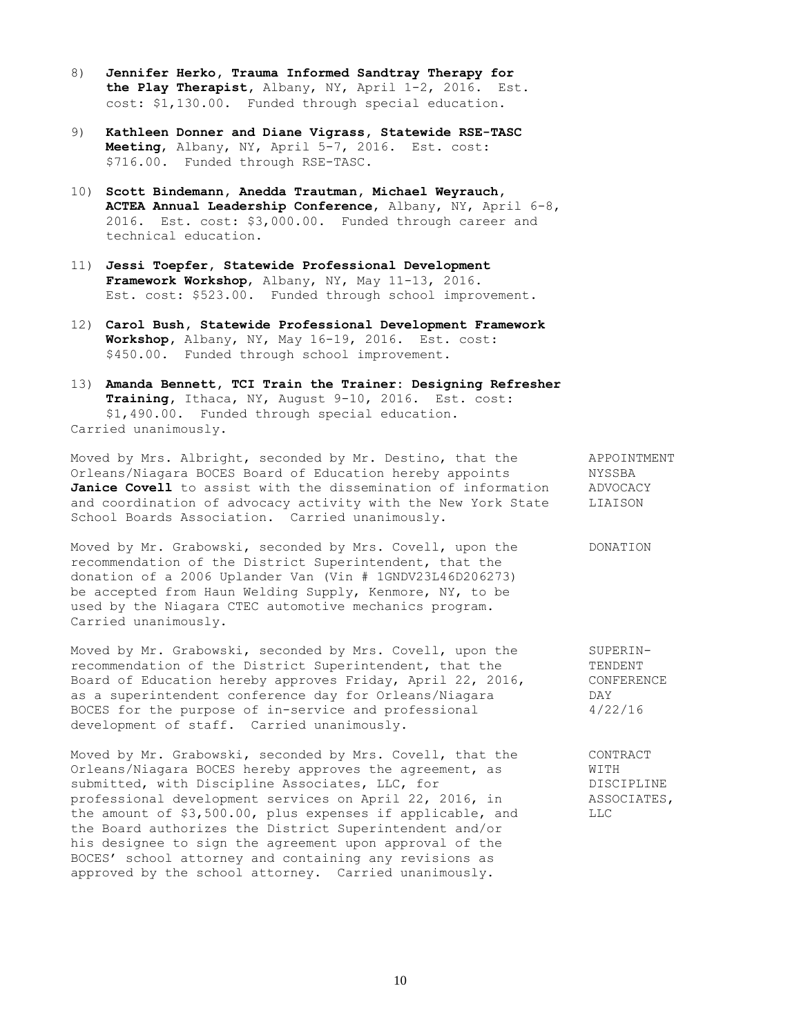8) **Jennifer Herko, Trauma Informed Sandtray Therapy for the Play Therapist**, Albany, NY, April 1-2, 2016. Est. cost: $1,130.00. Funded through special education.

9) **Kathleen Donner and Diane Vigrass, Statewide RSE-TASC Meeting**, Albany, NY, April 5-7, 2016. Est. cost: $716.00. Funded through RSE-TASC.

10) **Scott Bindemann, Anedda Trautman, Michael Weyrauch, ACTEA Annual Leadership Conference**, Albany, NY, April 6-8, 2016. Est. cost: $3,000.00. Funded through career and technical education.

11) **Jessi Toepfer, Statewide Professional Development Framework Workshop**, Albany, NY, May 11-13, 2016. Est. cost: $523.00. Funded through school improvement.

12) **Carol Bush, Statewide Professional Development Framework Workshop**, Albany, NY, May 16-19, 2016. Est. cost: $450.00. Funded through school improvement.

13) **Amanda Bennett, TCI Train the Trainer: Designing Refresher Training**, Ithaca, NY, August 9-10, 2016. Est. cost: $1,490.00. Funded through special education.

Carried unanimously.

APPOINTMENT NYSSBA ADVOCACY LIAISON

Moved by Mrs. Albright, seconded by Mr. Destino, that the Orleans/Niagara BOCES Board of Education hereby appoints **Janice Covell** to assist with the dissemination of information and coordination of advocacy activity with the New York State School Boards Association. Carried unanimously.

DONATION

Moved by Mr. Grabowski, seconded by Mrs. Covell, upon the recommendation of the District Superintendent, that the donation of a 2006 Uplander Van (Vin # 1GNDV23L46D206273) be accepted from Haun Welding Supply, Kenmore, NY, to be used by the Niagara CTEC automotive mechanics program. Carried unanimously.

SUPERINTENDENT CONFERENCE DAY 4/22/16

Moved by Mr. Grabowski, seconded by Mrs. Covell, upon the recommendation of the District Superintendent, that the Board of Education hereby approves Friday, April 22, 2016, as a superintendent conference day for Orleans/Niagara BOCES for the purpose of in-service and professional development of staff. Carried unanimously.

CONTRACT WITH DISCIPLINE ASSOCIATES, LLC

Moved by Mr. Grabowski, seconded by Mrs. Covell, that the Orleans/Niagara BOCES hereby approves the agreement, as submitted, with Discipline Associates, LLC, for professional development services on April 22, 2016, in the amount of $3,500.00, plus expenses if applicable, and the Board authorizes the District Superintendent and/or his designee to sign the agreement upon approval of the BOCES' school attorney and containing any revisions as approved by the school attorney. Carried unanimously.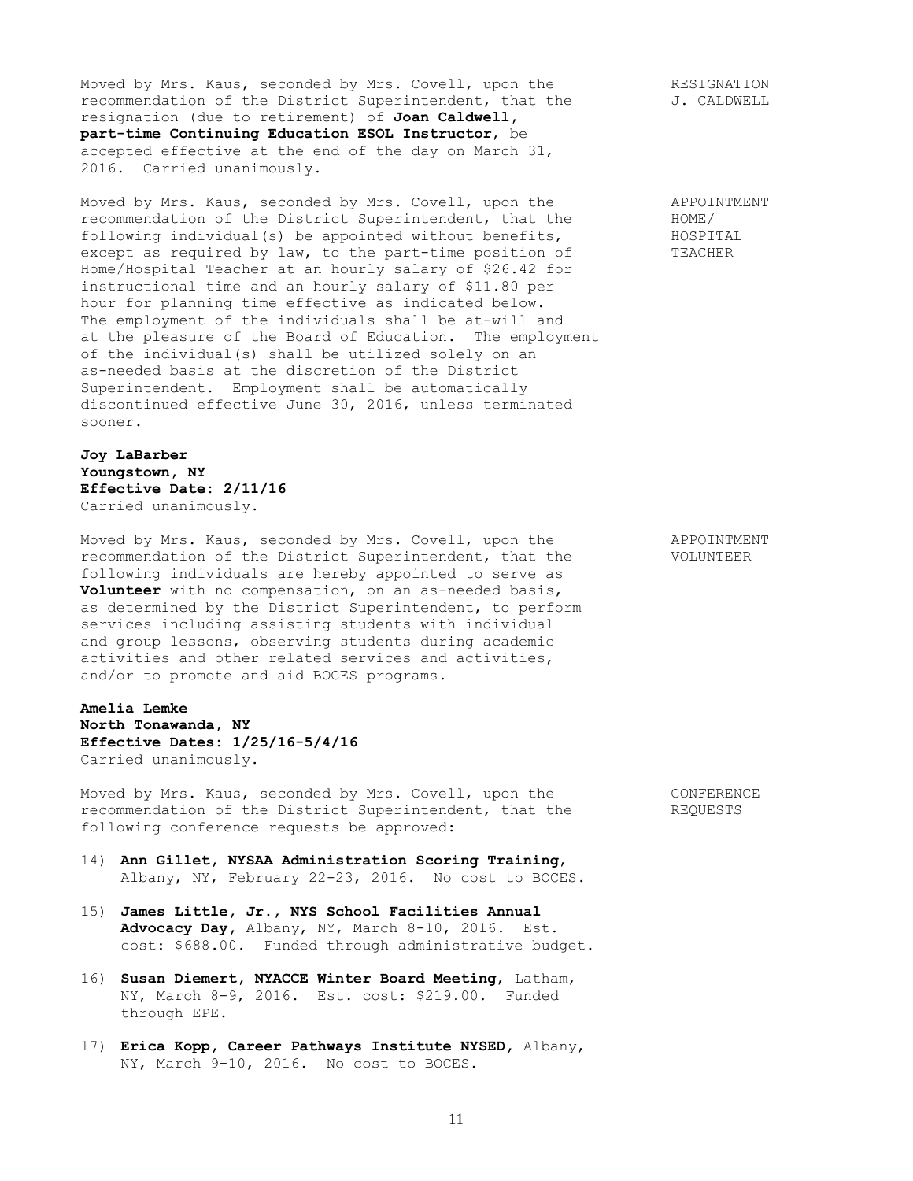RESIGNATION
J. CALDWELL

Moved by Mrs. Kaus, seconded by Mrs. Covell, upon the recommendation of the District Superintendent, that the resignation (due to retirement) of **Joan Caldwell, part-time Continuing Education ESOL Instructor**, be accepted effective at the end of the day on March 31, 2016. Carried unanimously.

APPOINTMENT
HOME/
HOSPITAL
TEACHER

Moved by Mrs. Kaus, seconded by Mrs. Covell, upon the recommendation of the District Superintendent, that the following individual(s) be appointed without benefits, except as required by law, to the part-time position of Home/Hospital Teacher at an hourly salary of $26.42 for instructional time and an hourly salary of $11.80 per hour for planning time effective as indicated below. The employment of the individuals shall be at-will and at the pleasure of the Board of Education. The employment of the individual(s) shall be utilized solely on an as-needed basis at the discretion of the District Superintendent. Employment shall be automatically discontinued effective June 30, 2016, unless terminated sooner.

**Joy LaBarber**
**Youngstown, NY**
**Effective Date: 2/11/16**
Carried unanimously.

APPOINTMENT
VOLUNTEER

Moved by Mrs. Kaus, seconded by Mrs. Covell, upon the recommendation of the District Superintendent, that the following individuals are hereby appointed to serve as **Volunteer** with no compensation, on an as-needed basis, as determined by the District Superintendent, to perform services including assisting students with individual and group lessons, observing students during academic activities and other related services and activities, and/or to promote and aid BOCES programs.

**Amelia Lemke**
**North Tonawanda, NY**
**Effective Dates: 1/25/16-5/4/16**
Carried unanimously.

CONFERENCE
REQUESTS

Moved by Mrs. Kaus, seconded by Mrs. Covell, upon the recommendation of the District Superintendent, that the following conference requests be approved:

14) **Ann Gillet, NYSAA Administration Scoring Training**, Albany, NY, February 22-23, 2016. No cost to BOCES.

15) **James Little, Jr., NYS School Facilities Annual Advocacy Day**, Albany, NY, March 8-10, 2016. Est. cost: $688.00. Funded through administrative budget.

16) **Susan Diemert, NYACCE Winter Board Meeting**, Latham, NY, March 8-9, 2016. Est. cost: $219.00. Funded through EPE.

17) **Erica Kopp, Career Pathways Institute NYSED**, Albany, NY, March 9-10, 2016. No cost to BOCES.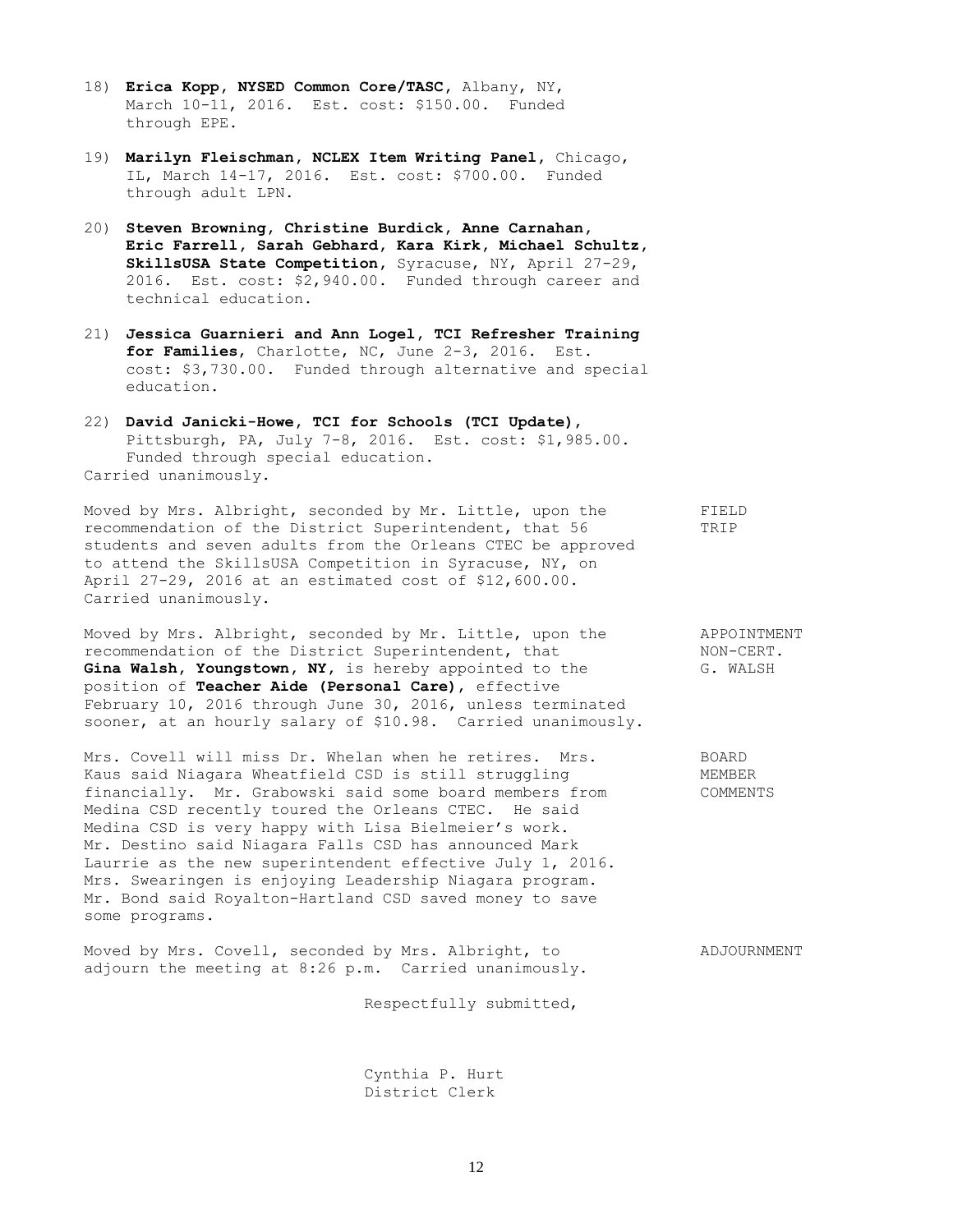18) **Erica Kopp, NYSED Common Core/TASC**, Albany, NY, March 10-11, 2016. Est. cost: $150.00. Funded through EPE.

19) **Marilyn Fleischman, NCLEX Item Writing Panel**, Chicago, IL, March 14-17, 2016. Est. cost: $700.00. Funded through adult LPN.

20) **Steven Browning, Christine Burdick, Anne Carnahan, Eric Farrell, Sarah Gebhard, Kara Kirk, Michael Schultz, SkillsUSA State Competition**, Syracuse, NY, April 27-29, 2016. Est. cost: $2,940.00. Funded through career and technical education.

21) **Jessica Guarnieri and Ann Logel, TCI Refresher Training for Families**, Charlotte, NC, June 2-3, 2016. Est. cost: $3,730.00. Funded through alternative and special education.

22) **David Janicki-Howe, TCI for Schools (TCI Update)**, Pittsburgh, PA, July 7-8, 2016. Est. cost: $1,985.00. Funded through special education.

Carried unanimously.

FIELD TRIP

Moved by Mrs. Albright, seconded by Mr. Little, upon the recommendation of the District Superintendent, that 56 students and seven adults from the Orleans CTEC be approved to attend the SkillsUSA Competition in Syracuse, NY, on April 27-29, 2016 at an estimated cost of $12,600.00. Carried unanimously.

APPOINTMENT NON-CERT. G. WALSH

Moved by Mrs. Albright, seconded by Mr. Little, upon the recommendation of the District Superintendent, that **Gina Walsh, Youngstown, NY**, is hereby appointed to the position of **Teacher Aide (Personal Care)**, effective February 10, 2016 through June 30, 2016, unless terminated sooner, at an hourly salary of $10.98. Carried unanimously.

BOARD MEMBER COMMENTS

Mrs. Covell will miss Dr. Whelan when he retires. Mrs. Kaus said Niagara Wheatfield CSD is still struggling financially. Mr. Grabowski said some board members from Medina CSD recently toured the Orleans CTEC. He said Medina CSD is very happy with Lisa Bielmeier's work. Mr. Destino said Niagara Falls CSD has announced Mark Laurrie as the new superintendent effective July 1, 2016. Mrs. Swearingen is enjoying Leadership Niagara program. Mr. Bond said Royalton-Hartland CSD saved money to save some programs.

ADJOURNMENT

Moved by Mrs. Covell, seconded by Mrs. Albright, to adjourn the meeting at 8:26 p.m. Carried unanimously.

Respectfully submitted,

Cynthia P. Hurt
District Clerk